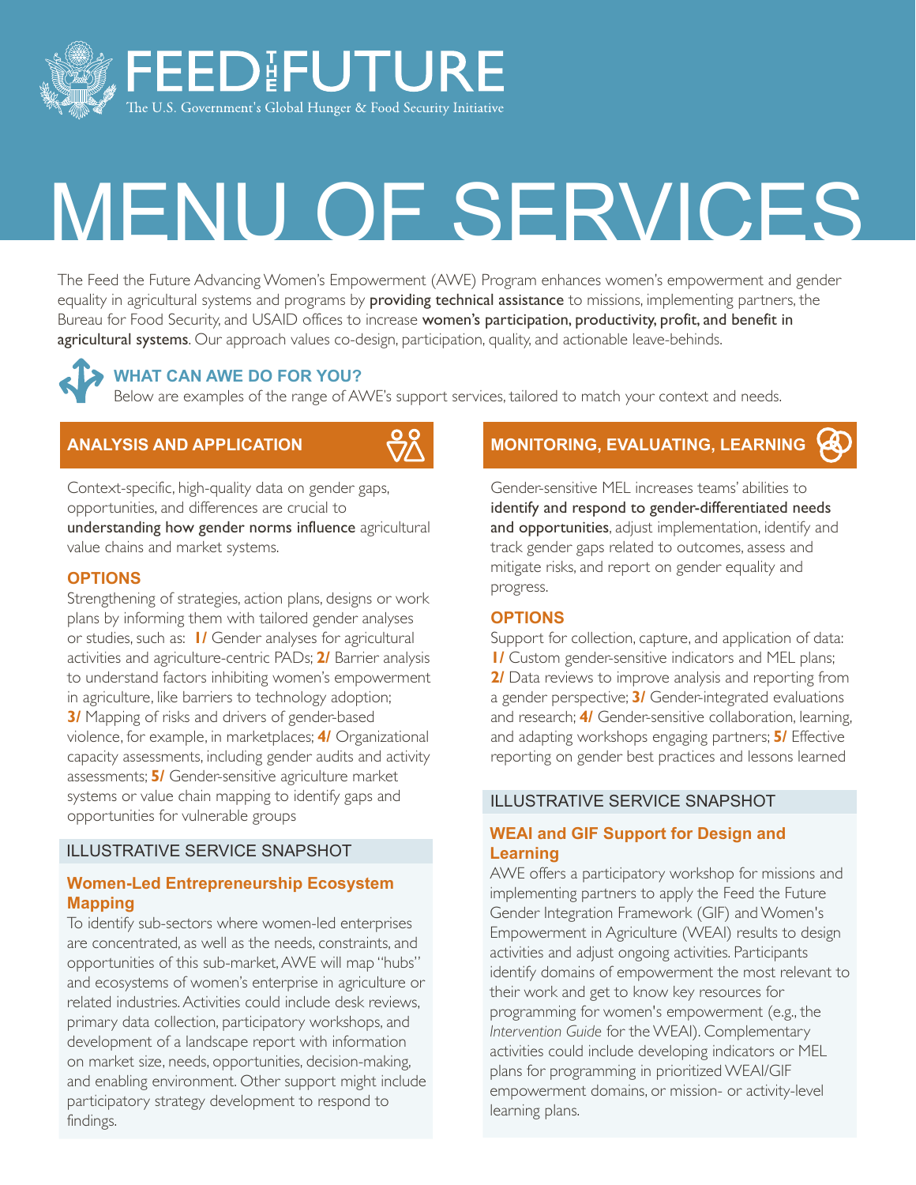# FEED THE FUTURE

The U.S. Government's Global Hunger & Food Security Initiative

# MENU OF SERVICES

The Feed the Future Advancing Women's Empowerment (AWE) Program enhances women's empowerment and gender equality in agricultural systems and programs by **providing technical assistance** to missions, implementing partners, the Bureau for Food Security, and USAID offices to increase **women's participation, productivity, profit, and benefit in agricultural systems**. Our approach values co-design, participation, quality, and actionable leave-behinds.

## WHAT CAN AWE DO FOR YOU?

Below are examples of the range of AWE's support services, tailored to match your context and needs.

## ANALYSIS AND APPLICATION

Context-specific, high-quality data on gender gaps, opportunities, and differences are crucial to **understanding how gender norms influence** agricultural value chains and market systems.

### OPTIONS

Strengthening of strategies, action plans, designs or work plans by informing them with tailored gender analyses or studies, such as: **1/** Gender analyses for agricultural activities and agriculture-centric PADs; **2/** Barrier analysis to understand factors inhibiting women's empowerment in agriculture, like barriers to technology adoption; **3/** Mapping of risks and drivers of gender-based violence, for example, in marketplaces; **4/** Organizational capacity assessments, including gender audits and activity assessments; **5/** Gender-sensitive agriculture market systems or value chain mapping to identify gaps and opportunities for vulnerable groups

### ILLUSTRATIVE SERVICE SNAPSHOT

#### Women-Led Entrepreneurship Ecosystem Mapping

To identify sub-sectors where women-led enterprises are concentrated, as well as the needs, constraints, and opportunities of this sub-market, AWE will map "hubs" and ecosystems of women's enterprise in agriculture or related industries. Activities could include desk reviews, primary data collection, participatory workshops, and development of a landscape report with information on market size, needs, opportunities, decision-making, and enabling environment. Other support might include participatory strategy development to respond to findings.

## MONITORING, EVALUATING, LEARNING

Gender-sensitive MEL increases teams' abilities to **identify and respond to gender-differentiated needs and opportunities**, adjust implementation, identify and track gender gaps related to outcomes, assess and mitigate risks, and report on gender equality and progress.

### OPTIONS

Support for collection, capture, and application of data: **1/** Custom gender-sensitive indicators and MEL plans; **2/** Data reviews to improve analysis and reporting from a gender perspective; **3/** Gender-integrated evaluations and research; **4/** Gender-sensitive collaboration, learning, and adapting workshops engaging partners; **5/** Effective reporting on gender best practices and lessons learned

### ILLUSTRATIVE SERVICE SNAPSHOT

#### WEAI and GIF Support for Design and Learning

AWE offers a participatory workshop for missions and implementing partners to apply the Feed the Future Gender Integration Framework (GIF) and Women's Empowerment in Agriculture (WEAI) results to design activities and adjust ongoing activities. Participants identify domains of empowerment the most relevant to their work and get to know key resources for programming for women's empowerment (e.g., the *Intervention Guide* for the WEAI). Complementary activities could include developing indicators or MEL plans for programming in prioritized WEAI/GIF empowerment domains, or mission- or activity-level learning plans.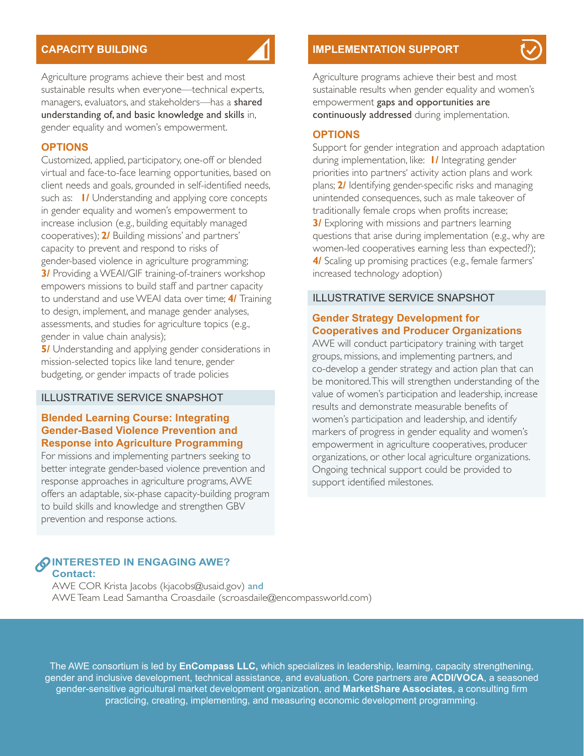## CAPACITY BUILDING

Agriculture programs achieve their best and most sustainable results when everyone—technical experts, managers, evaluators, and stakeholders—has a **shared understanding of, and basic knowledge and skills** in, gender equality and women's empowerment.

### OPTIONS

Customized, applied, participatory, one-off or blended virtual and face-to-face learning opportunities, based on client needs and goals, grounded in self-identified needs, such as: **1/** Understanding and applying core concepts in gender equality and women's empowerment to increase inclusion (e.g., building equitably managed cooperatives); **2/** Building missions' and partners' capacity to prevent and respond to risks of gender-based violence in agriculture programming; **3/** Providing a WEAI/GIF training-of-trainers workshop empowers missions to build staff and partner capacity to understand and use WEAI data over time; **4/** Training to design, implement, and manage gender analyses, assessments, and studies for agriculture topics (e.g., gender in value chain analysis); **5/** Understanding and applying gender considerations in mission-selected topics like land tenure, gender budgeting, or gender impacts of trade policies

### ILLUSTRATIVE SERVICE SNAPSHOT

**Blended Learning Course: Integrating Gender-Based Violence Prevention and Response into Agriculture Programming**

For missions and implementing partners seeking to better integrate gender-based violence prevention and response approaches in agriculture programs, AWE offers an adaptable, six-phase capacity-building program to build skills and knowledge and strengthen GBV prevention and response actions.

## IMPLEMENTATION SUPPORT

Agriculture programs achieve their best and most sustainable results when gender equality and women's empowerment **gaps and opportunities are continuously addressed** during implementation.

### OPTIONS

Support for gender integration and approach adaptation during implementation, like: **1/** Integrating gender priorities into partners' activity action plans and work plans; **2/** Identifying gender-specific risks and managing unintended consequences, such as male takeover of traditionally female crops when profits increase; **3/** Exploring with missions and partners learning questions that arise during implementation (e.g., why are women-led cooperatives earning less than expected?); **4/** Scaling up promising practices (e.g., female farmers' increased technology adoption)

### ILLUSTRATIVE SERVICE SNAPSHOT

**Gender Strategy Development for Cooperatives and Producer Organizations**

AWE will conduct participatory training with target groups, missions, and implementing partners, and co-develop a gender strategy and action plan that can be monitored. This will strengthen understanding of the value of women's participation and leadership, increase results and demonstrate measurable benefits of women's participation and leadership, and identify markers of progress in gender equality and women's empowerment in agriculture cooperatives, producer organizations, or other local agriculture organizations. Ongoing technical support could be provided to support identified milestones.

## INTERESTED IN ENGAGING AWE?

**Contact:**

AWE COR Krista Jacobs (kjacobs@usaid.gov) and
AWE Team Lead Samantha Croasdaile (scroasdaile@encompassworld.com)

The AWE consortium is led by **EnCompass LLC,** which specializes in leadership, learning, capacity strengthening, gender and inclusive development, technical assistance, and evaluation. Core partners are **ACDI/VOCA**, a seasoned gender-sensitive agricultural market development organization, and **MarketShare Associates**, a consulting firm practicing, creating, implementing, and measuring economic development programming.